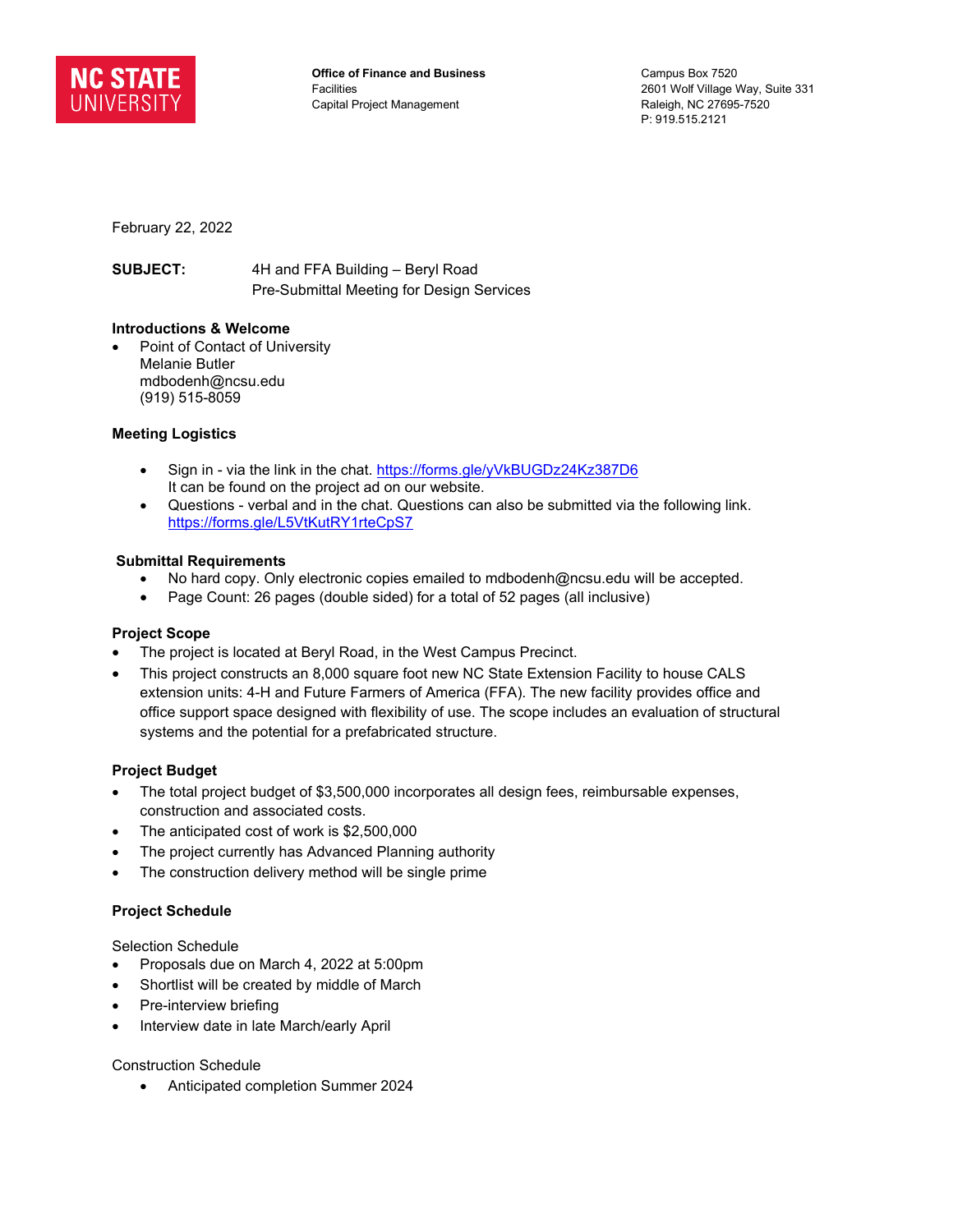**NC STATE UNIVERSITY**

**Office of Finance and Business**
Facilities
Capital Project Management

Campus Box 7520
2601 Wolf Village Way, Suite 331
Raleigh, NC 27695-7520
P: 919.515.2121

February 22, 2022

**SUBJECT:** 4H and FFA Building – Beryl Road
Pre-Submittal Meeting for Design Services

**Introductions & Welcome**

- Point of Contact of University
  Melanie Butler
  mdbodenh@ncsu.edu
  (919) 515-8059

**Meeting Logistics**

- Sign in - via the link in the chat. https://forms.gle/yVkBUGDz24Kz387D6
  It can be found on the project ad on our website.
- Questions - verbal and in the chat. Questions can also be submitted via the following link. https://forms.gle/L5VtKutRY1rteCpS7

**Submittal Requirements**

- No hard copy. Only electronic copies emailed to mdbodenh@ncsu.edu will be accepted.
- Page Count: 26 pages (double sided) for a total of 52 pages (all inclusive)

**Project Scope**

- The project is located at Beryl Road, in the West Campus Precinct.
- This project constructs an 8,000 square foot new NC State Extension Facility to house CALS extension units: 4-H and Future Farmers of America (FFA). The new facility provides office and office support space designed with flexibility of use. The scope includes an evaluation of structural systems and the potential for a prefabricated structure.

**Project Budget**

- The total project budget of $3,500,000 incorporates all design fees, reimbursable expenses, construction and associated costs.
- The anticipated cost of work is $2,500,000
- The project currently has Advanced Planning authority
- The construction delivery method will be single prime

**Project Schedule**

Selection Schedule

- Proposals due on March 4, 2022 at 5:00pm
- Shortlist will be created by middle of March
- Pre-interview briefing
- Interview date in late March/early April

Construction Schedule

- Anticipated completion Summer 2024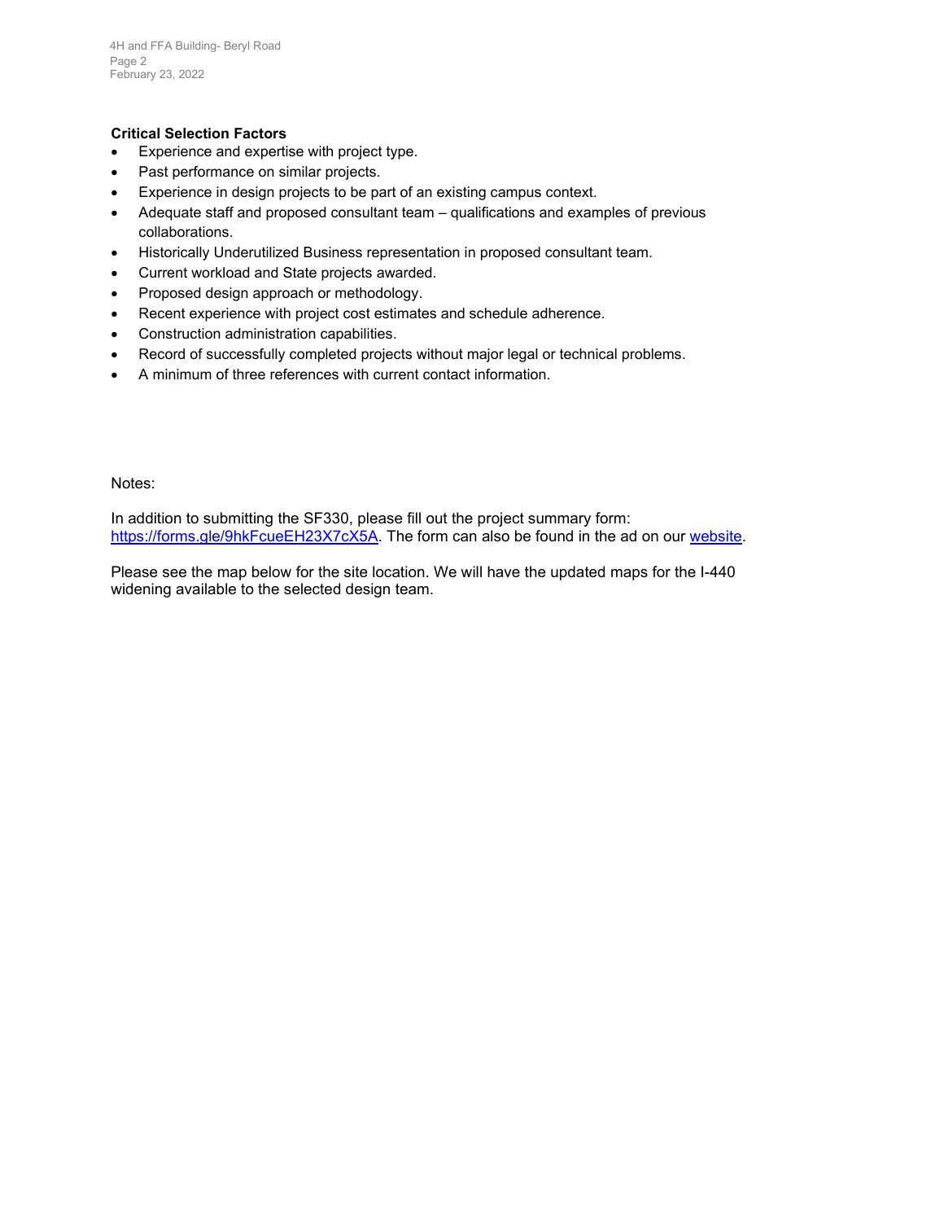**Critical Selection Factors**

- Experience and expertise with project type.
- Past performance on similar projects.
- Experience in design projects to be part of an existing campus context.
- Adequate staff and proposed consultant team – qualifications and examples of previous collaborations.
- Historically Underutilized Business representation in proposed consultant team.
- Current workload and State projects awarded.
- Proposed design approach or methodology.
- Recent experience with project cost estimates and schedule adherence.
- Construction administration capabilities.
- Record of successfully completed projects without major legal or technical problems.
- A minimum of three references with current contact information.

Notes:

In addition to submitting the SF330, please fill out the project summary form: https://forms.gle/9hkFcueEH23X7cX5A. The form can also be found in the ad on our website.

Please see the map below for the site location. We will have the updated maps for the I-440 widening available to the selected design team.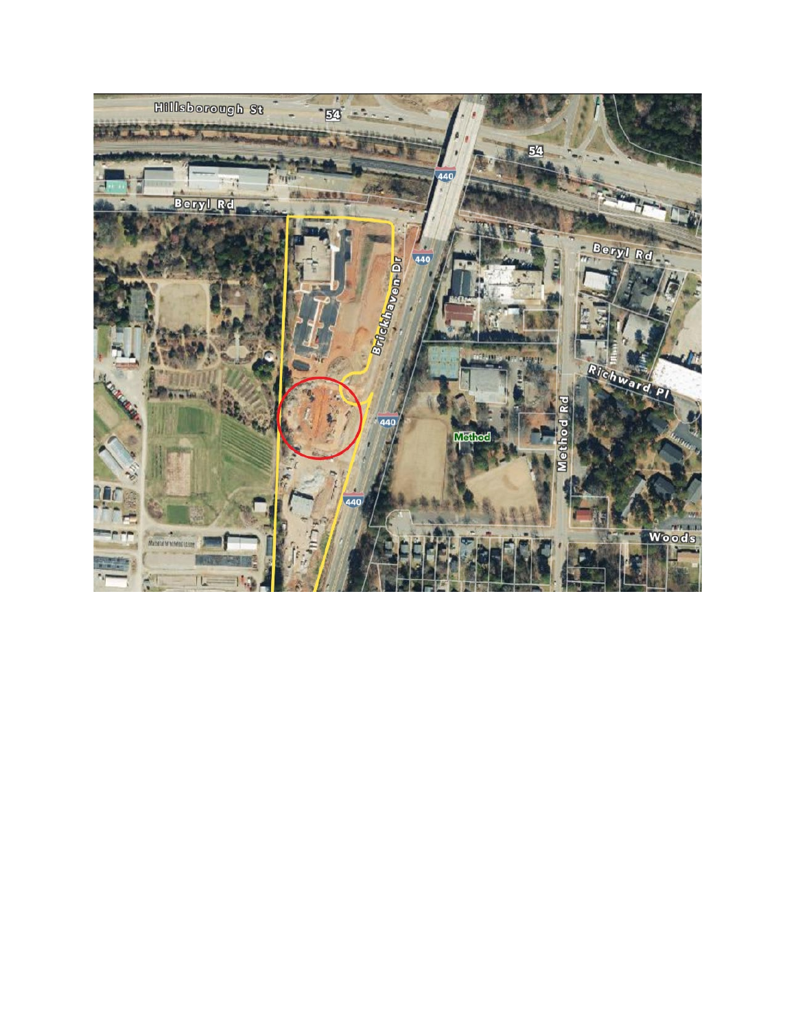Hillsborough St

54

54

440

Beryl Rd

Beryl Rd

440

Brickhaven Dr

Richward Pl

440

Method

Method Rd

440

Woods